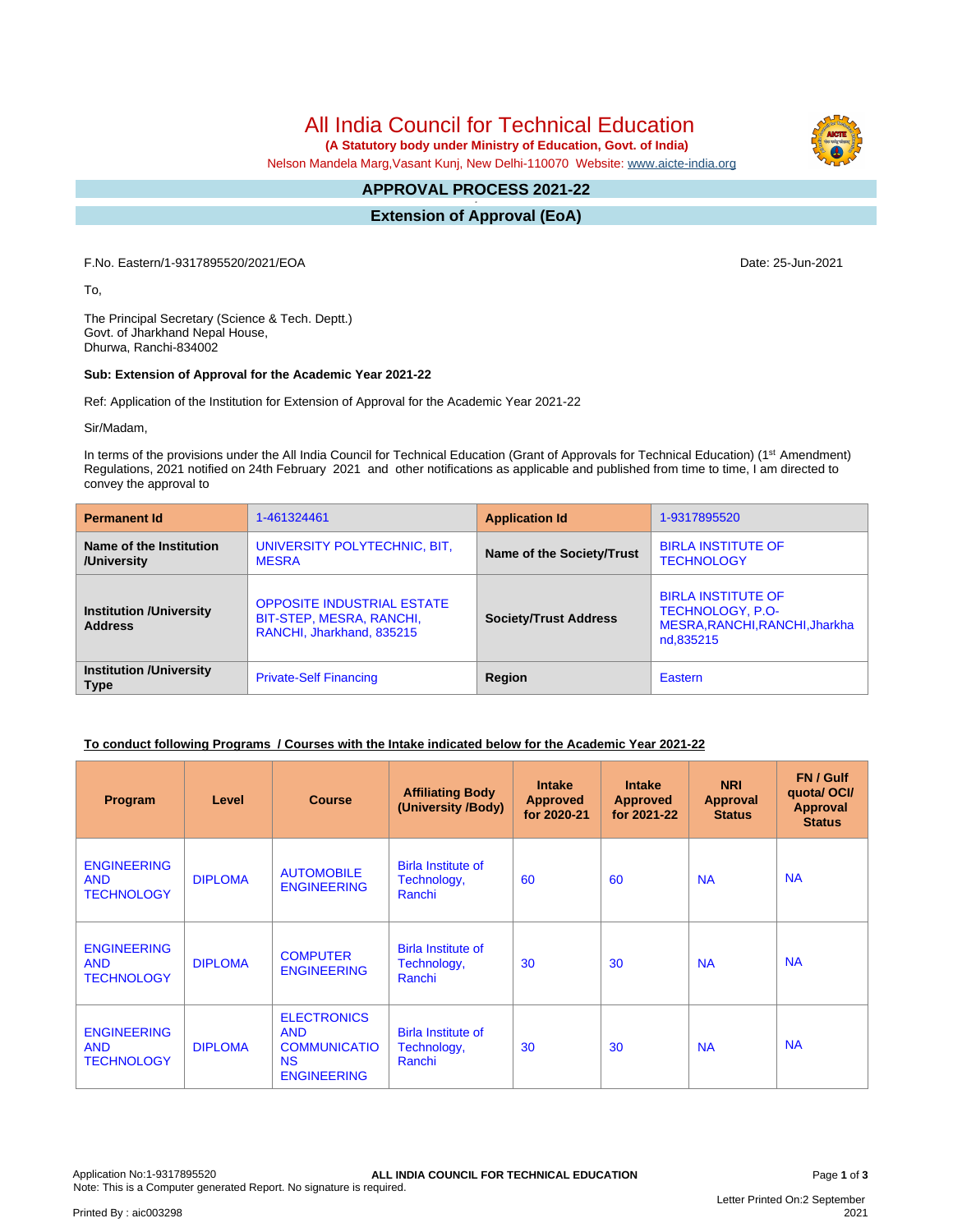# All India Council for Technical Education

**(A Statutory body under Ministry of Education, Govt. of India)**

Nelson Mandela Marg,Vasant Kunj, New Delhi-110070 Website: www.aicte-india.org

## APPROVAL PROCESS 2021-22

## Extension of Approval (EoA)

F.No. Eastern/1-9317895520/2021/EOA

Date: 25-Jun-2021

To,

The Principal Secretary (Science & Tech. Deptt.)
Govt. of Jharkhand Nepal House,
Dhurwa, Ranchi-834002

**Sub: Extension of Approval for the Academic Year 2021-22**

Ref: Application of the Institution for Extension of Approval for the Academic Year 2021-22

Sir/Madam,

In terms of the provisions under the All India Council for Technical Education (Grant of Approvals for Technical Education) (1st Amendment) Regulations, 2021 notified on 24th February 2021 and other notifications as applicable and published from time to time, I am directed to convey the approval to

| **Permanent Id** | 1-461324461 | **Application Id** | 1-9317895520 |
|---|---|---|---|
| **Name of the Institution /University** | UNIVERSITY POLYTECHNIC, BIT, MESRA | **Name of the Society/Trust** | BIRLA INSTITUTE OF TECHNOLOGY |
| **Institution /University Address** | OPPOSITE INDUSTRIAL ESTATE BIT-STEP, MESRA, RANCHI, RANCHI, Jharkhand, 835215 | **Society/Trust Address** | BIRLA INSTITUTE OF TECHNOLOGY, P.O-MESRA,RANCHI,RANCHI,Jharkhand,835215 |
| **Institution /University Type** | Private-Self Financing | **Region** | Eastern |

**To conduct following Programs / Courses with the Intake indicated below for the Academic Year 2021-22**

| Program | Level | Course | Affiliating Body (University /Body) | Intake Approved for 2020-21 | Intake Approved for 2021-22 | NRI Approval Status | FN / Gulf quota/ OCI/ Approval Status |
|---|---|---|---|---|---|---|---|
| ENGINEERING AND TECHNOLOGY | DIPLOMA | AUTOMOBILE ENGINEERING | Birla Institute of Technology, Ranchi | 60 | 60 | NA | NA |
| ENGINEERING AND TECHNOLOGY | DIPLOMA | COMPUTER ENGINEERING | Birla Institute of Technology, Ranchi | 30 | 30 | NA | NA |
| ENGINEERING AND TECHNOLOGY | DIPLOMA | ELECTRONICS AND COMMUNICATIONS ENGINEERING | Birla Institute of Technology, Ranchi | 30 | 30 | NA | NA |

Application No:1-9317895520

Note: This is a Computer generated Report. No signature is required.

Letter Printed On:2 September 2021

Printed By : aic003298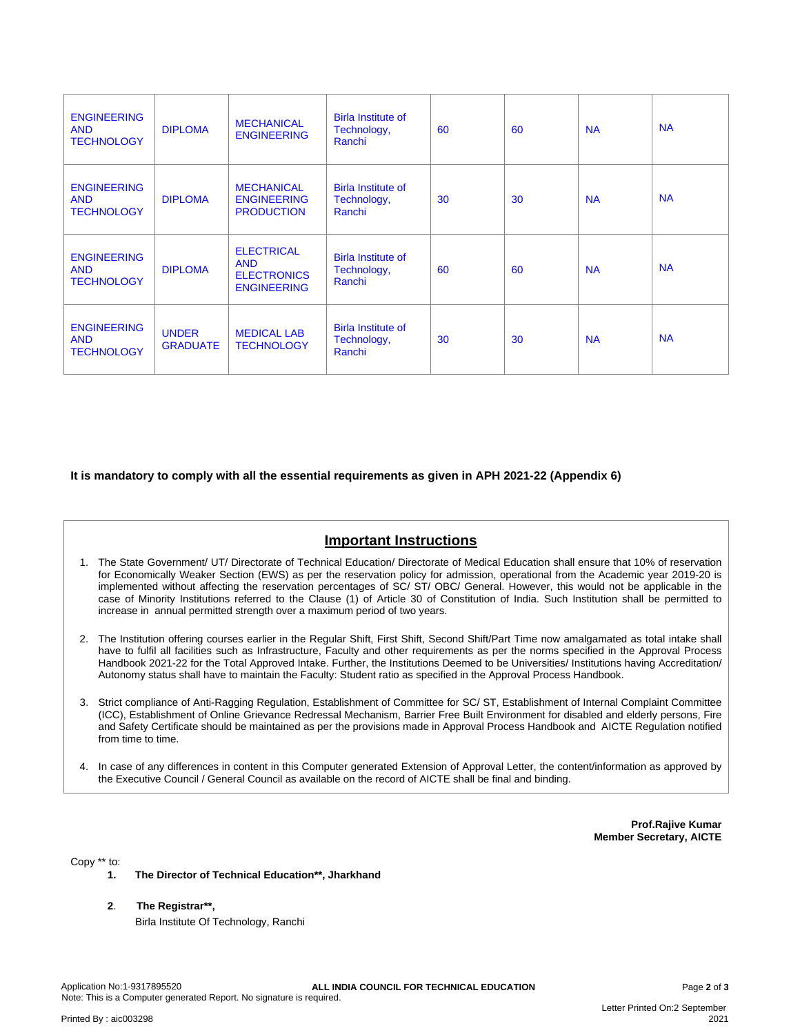| ENGINEERING AND TECHNOLOGY | DIPLOMA | MECHANICAL ENGINEERING | Birla Institute of Technology, Ranchi | 60 | 60 | NA | NA |
|---|---|---|---|---|---|---|---|
| ENGINEERING AND TECHNOLOGY | DIPLOMA | MECHANICAL ENGINEERING PRODUCTION | Birla Institute of Technology, Ranchi | 30 | 30 | NA | NA |
| ENGINEERING AND TECHNOLOGY | DIPLOMA | ELECTRICAL AND ELECTRONICS ENGINEERING | Birla Institute of Technology, Ranchi | 60 | 60 | NA | NA |
| ENGINEERING AND TECHNOLOGY | UNDER GRADUATE | MEDICAL LAB TECHNOLOGY | Birla Institute of Technology, Ranchi | 30 | 30 | NA | NA |

**It is mandatory to comply with all the essential requirements as given in APH 2021-22 (Appendix 6)**

## Important Instructions

1. The State Government/ UT/ Directorate of Technical Education/ Directorate of Medical Education shall ensure that 10% of reservation for Economically Weaker Section (EWS) as per the reservation policy for admission, operational from the Academic year 2019-20 is implemented without affecting the reservation percentages of SC/ ST/ OBC/ General. However, this would not be applicable in the case of Minority Institutions referred to the Clause (1) of Article 30 of Constitution of India. Such Institution shall be permitted to increase in annual permitted strength over a maximum period of two years.

2. The Institution offering courses earlier in the Regular Shift, First Shift, Second Shift/Part Time now amalgamated as total intake shall have to fulfil all facilities such as Infrastructure, Faculty and other requirements as per the norms specified in the Approval Process Handbook 2021-22 for the Total Approved Intake. Further, the Institutions Deemed to be Universities/ Institutions having Accreditation/ Autonomy status shall have to maintain the Faculty: Student ratio as specified in the Approval Process Handbook.

3. Strict compliance of Anti-Ragging Regulation, Establishment of Committee for SC/ ST, Establishment of Internal Complaint Committee (ICC), Establishment of Online Grievance Redressal Mechanism, Barrier Free Built Environment for disabled and elderly persons, Fire and Safety Certificate should be maintained as per the provisions made in Approval Process Handbook and AICTE Regulation notified from time to time.

4. In case of any differences in content in this Computer generated Extension of Approval Letter, the content/information as approved by the Executive Council / General Council as available on the record of AICTE shall be final and binding.

**Prof.Rajive Kumar**
**Member Secretary, AICTE**

Copy ** to:

1. **The Director of Technical Education**, Jharkhand**

2. **The Registrar**,**
   Birla Institute Of Technology, Ranchi

Application No:1-9317895520 | ALL INDIA COUNCIL FOR TECHNICAL EDUCATION
Note: This is a Computer generated Report. No signature is required.

Printed By : aic003298 | Letter Printed On:2 September 2021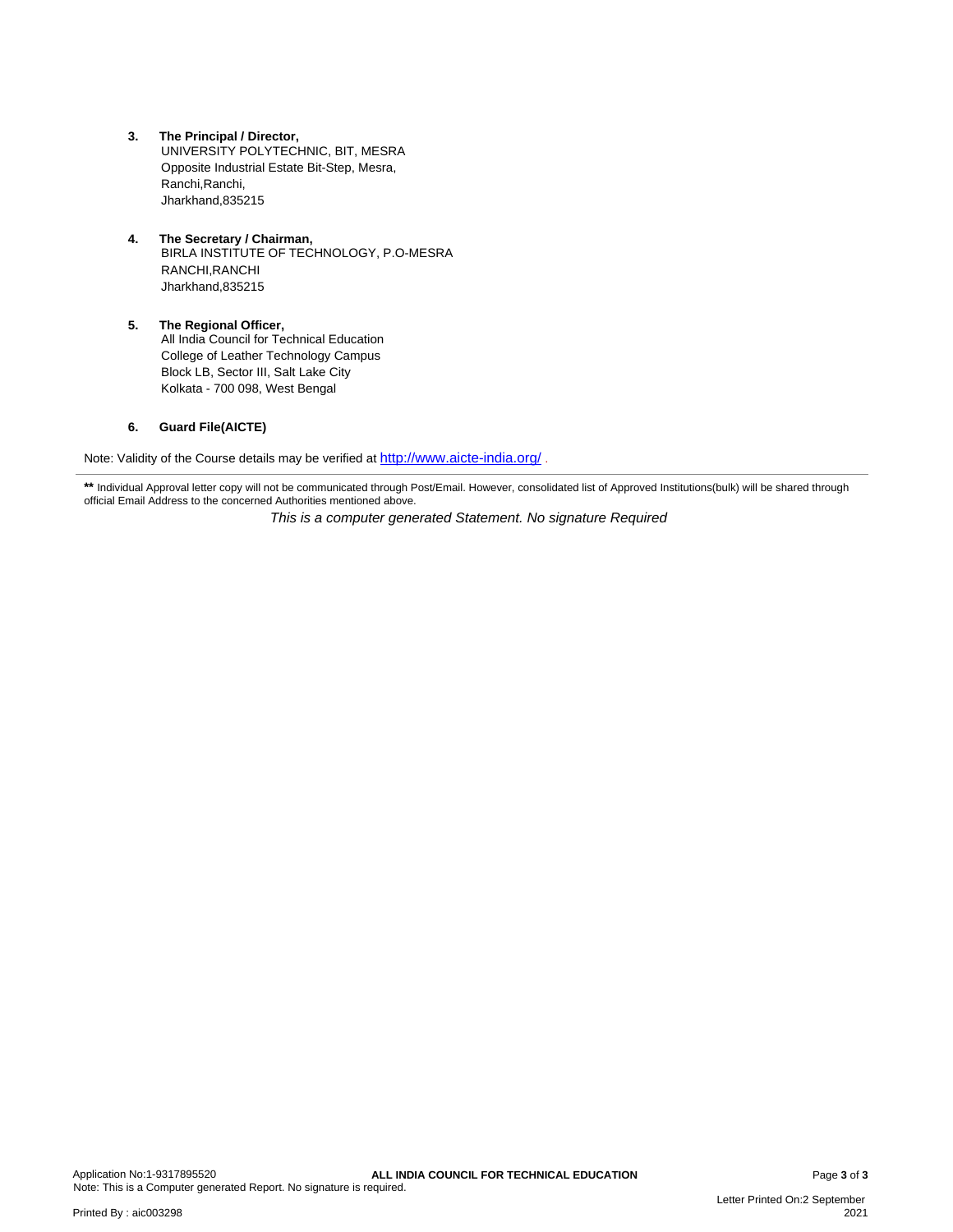3. **The Principal / Director,**
   UNIVERSITY POLYTECHNIC, BIT, MESRA
   Opposite Industrial Estate Bit-Step, Mesra,
   Ranchi,Ranchi,
   Jharkhand,835215

4. **The Secretary / Chairman,**
   BIRLA INSTITUTE OF TECHNOLOGY, P.O-MESRA
   RANCHI,RANCHI
   Jharkhand,835215

5. **The Regional Officer,**
   All India Council for Technical Education
   College of Leather Technology Campus
   Block LB, Sector III, Salt Lake City
   Kolkata - 700 098, West Bengal

6. **Guard File(AICTE)**

Note: Validity of the Course details may be verified at http://www.aicte-india.org/ .

---

**\*\*** Individual Approval letter copy will not be communicated through Post/Email. However, consolidated list of Approved Institutions(bulk) will be shared through official Email Address to the concerned Authorities mentioned above.

*This is a computer generated Statement. No signature Required*

Application No:1-9317895520
Note: This is a Computer generated Report. No signature is required.

**ALL INDIA COUNCIL FOR TECHNICAL EDUCATION**

Letter Printed On:2 September 2021

Printed By : aic003298